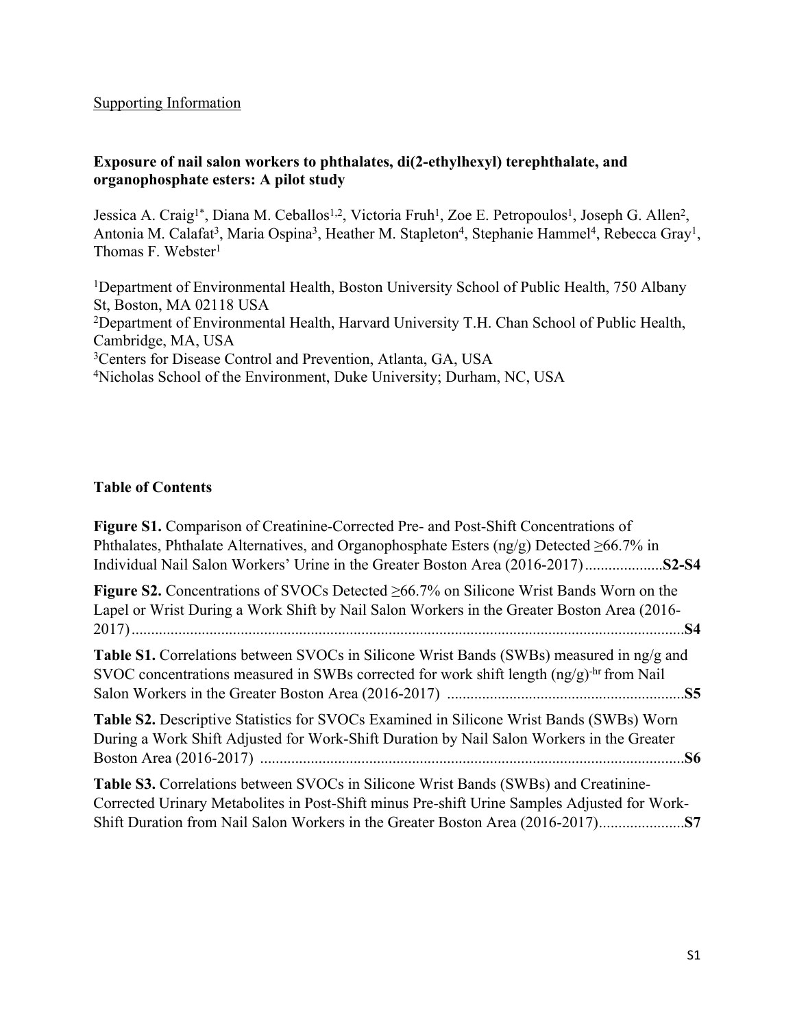Supporting Information

# Exposure of nail salon workers to phthalates, di(2-ethylhexyl) terephthalate, and organophosphate esters: A pilot study

Jessica A. Craig[1*], Diana M. Ceballos[1,2], Victoria Fruh[1], Zoe E. Petropoulos[1], Joseph G. Allen[2], Antonia M. Calafat[3], Maria Ospina[3], Heather M. Stapleton[4], Stephanie Hammel[4], Rebecca Gray[1], Thomas F. Webster[1]

[1]Department of Environmental Health, Boston University School of Public Health, 750 Albany St, Boston, MA 02118 USA
[2]Department of Environmental Health, Harvard University T.H. Chan School of Public Health, Cambridge, MA, USA
[3]Centers for Disease Control and Prevention, Atlanta, GA, USA
[4]Nicholas School of the Environment, Duke University; Durham, NC, USA

## Table of Contents

**Figure S1.** Comparison of Creatinine-Corrected Pre- and Post-Shift Concentrations of Phthalates, Phthalate Alternatives, and Organophosphate Esters (ng/g) Detected ≥66.7% in Individual Nail Salon Workers' Urine in the Greater Boston Area (2016-2017) .................... **S2-S4**

**Figure S2.** Concentrations of SVOCs Detected ≥66.7% on Silicone Wrist Bands Worn on the Lapel or Wrist During a Work Shift by Nail Salon Workers in the Greater Boston Area (2016-2017) ............................................................................................................................. **S4**

**Table S1.** Correlations between SVOCs in Silicone Wrist Bands (SWBs) measured in ng/g and SVOC concentrations measured in SWBs corrected for work shift length $(ng/g)^{-hr}$ from Nail Salon Workers in the Greater Boston Area (2016-2017) ............................................................ **S5**

**Table S2.** Descriptive Statistics for SVOCs Examined in Silicone Wrist Bands (SWBs) Worn During a Work Shift Adjusted for Work-Shift Duration by Nail Salon Workers in the Greater Boston Area (2016-2017) ............................................................................................................ **S6**

**Table S3.** Correlations between SVOCs in Silicone Wrist Bands (SWBs) and Creatinine-Corrected Urinary Metabolites in Post-Shift minus Pre-shift Urine Samples Adjusted for Work-Shift Duration from Nail Salon Workers in the Greater Boston Area (2016-2017)...................... **S7**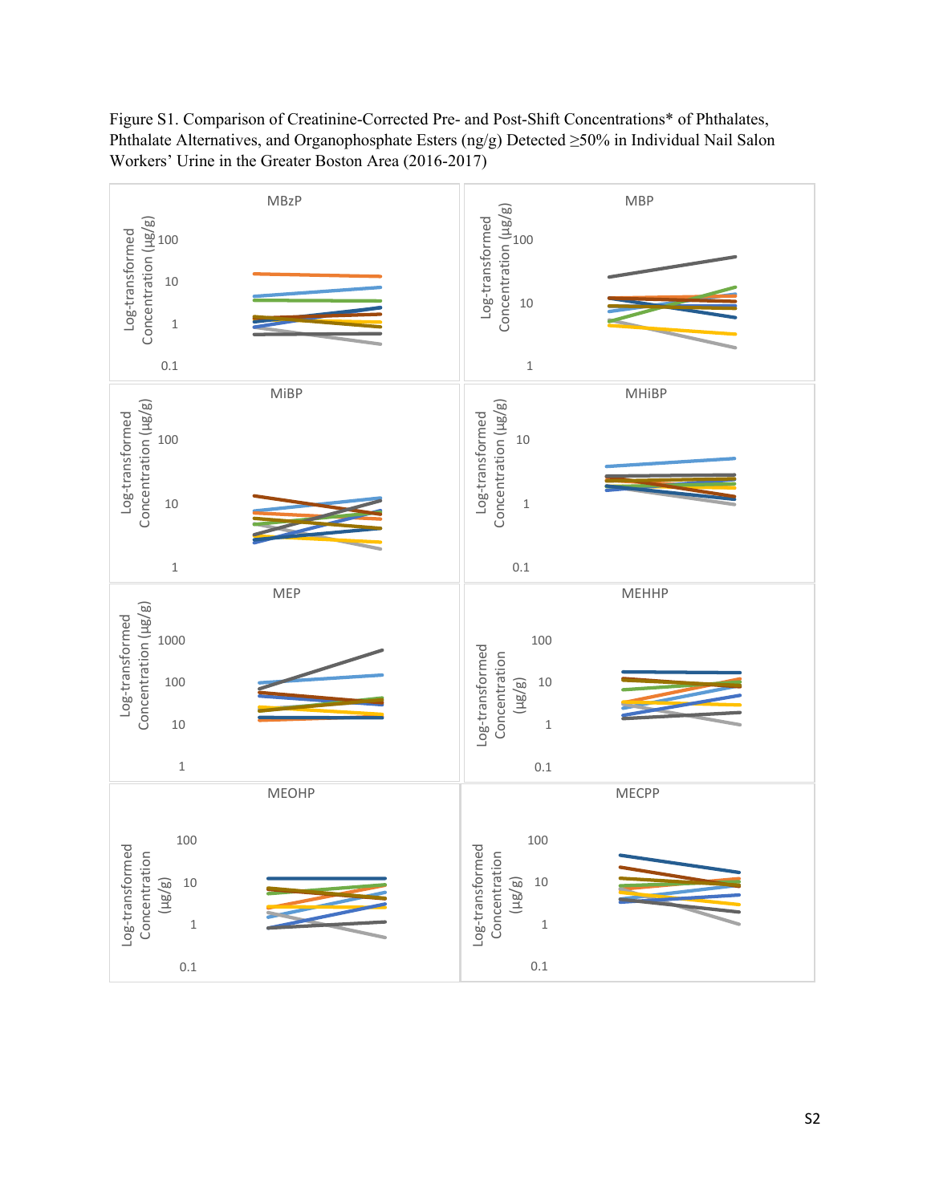Figure S1. Comparison of Creatinine-Corrected Pre- and Post-Shift Concentrations* of Phthalates, Phthalate Alternatives, and Organophosphate Esters (ng/g) Detected ≥50% in Individual Nail Salon Workers' Urine in the Greater Boston Area (2016-2017)

MBzP

Log-transformed Concentration (µg/g)

100

10

1

0.1

MBP

Log-transformed Concentration (µg/g)

100

10

1

MiBP

Log-transformed Concentration (µg/g)

100

10

1

MHiBP

Log-transformed Concentration (µg/g)

10

1

0.1

MEP

Log-transformed Concentration (µg/g)

1000

100

10

1

MEHHP

Log-transformed Concentration (µg/g)

100

10

1

0.1

MEOHP

Log-transformed Concentration (µg/g)

100

10

1

0.1

MECPP

Log-transformed Concentration (µg/g)

100

10

1

0.1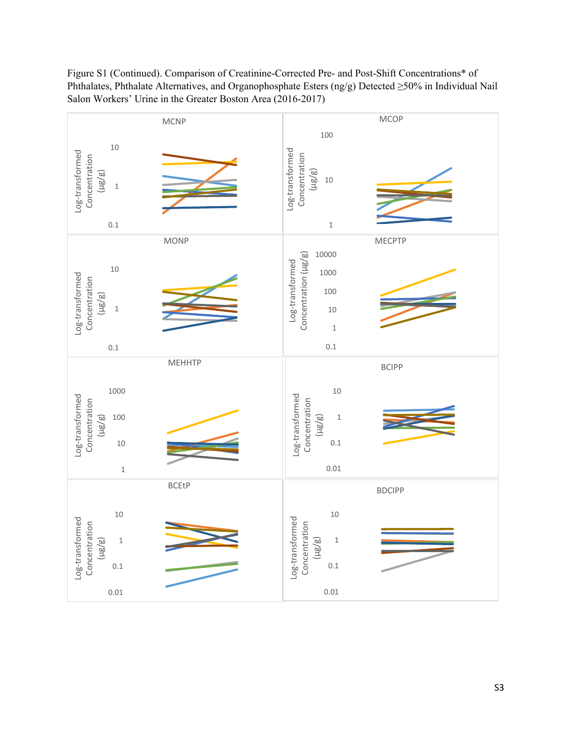Figure S1 (Continued). Comparison of Creatinine-Corrected Pre- and Post-Shift Concentrations* of Phthalates, Phthalate Alternatives, and Organophosphate Esters (ng/g) Detected ≥50% in Individual Nail Salon Workers' Urine in the Greater Boston Area (2016-2017)

MCNP
Log-transformed Concentration (µg/g)
10
1
0.1

MCOP
Log-transformed Concentration (µg/g)
100
10
1

MONP
Log-transformed Concentration (µg/g)
10
1
0.1

MECPTP
Log-transformed Concentration (µg/g)
10000
1000
100
10
1
0.1

MEHHTP
Log-transformed Concentration (µg/g)
1000
100
10
1

BCIPP
Log-transformed Concentration (µg/g)
10
1
0.1
0.01

BCEtP
Log-transformed Concentration (µg/g)
10
1
0.1
0.01

BDCIPP
Log-transformed Concentration (µg/g)
10
1
0.1
0.01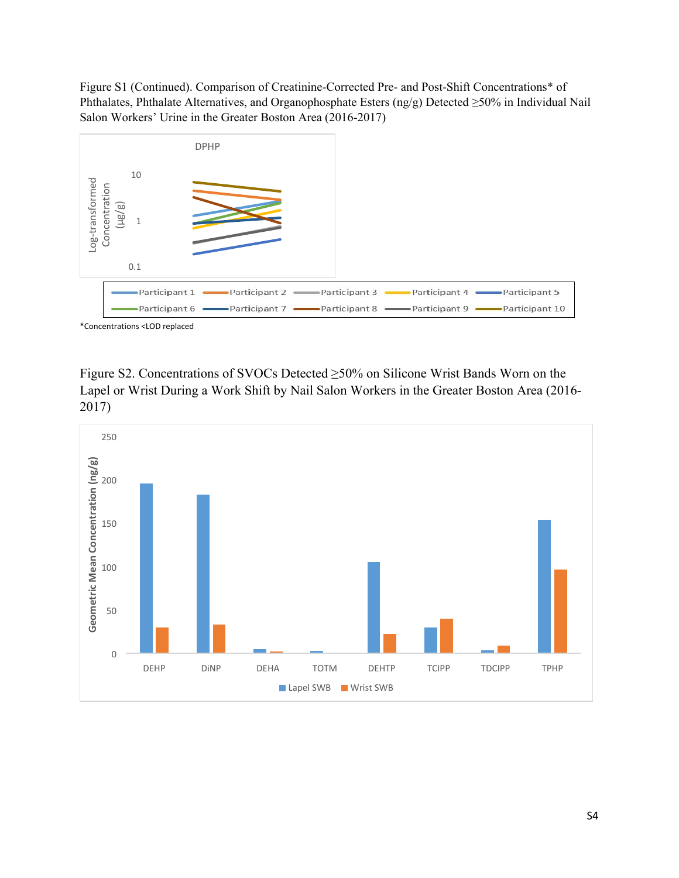Figure S1 (Continued). Comparison of Creatinine-Corrected Pre- and Post-Shift Concentrations* of Phthalates, Phthalate Alternatives, and Organophosphate Esters (ng/g) Detected ≥50% in Individual Nail Salon Workers' Urine in the Greater Boston Area (2016-2017)

DPHP

Log-transformed Concentration (µg/g)

10

1

0.1

Participant 1
Participant 2
Participant 3
Participant 4
Participant 5
Participant 6
Participant 7
Participant 8
Participant 9
Participant 10

*Concentrations <LOD replaced

Figure S2. Concentrations of SVOCs Detected ≥50% on Silicone Wrist Bands Worn on the Lapel or Wrist During a Work Shift by Nail Salon Workers in the Greater Boston Area (2016-2017)

Geometric Mean Concentration (ng/g)

250

200

150

100

50

0

DEHP
DiNP
DEHA
TOTM
DEHTP
TCIPP
TDCIPP
TPHP

Lapel SWB
Wrist SWB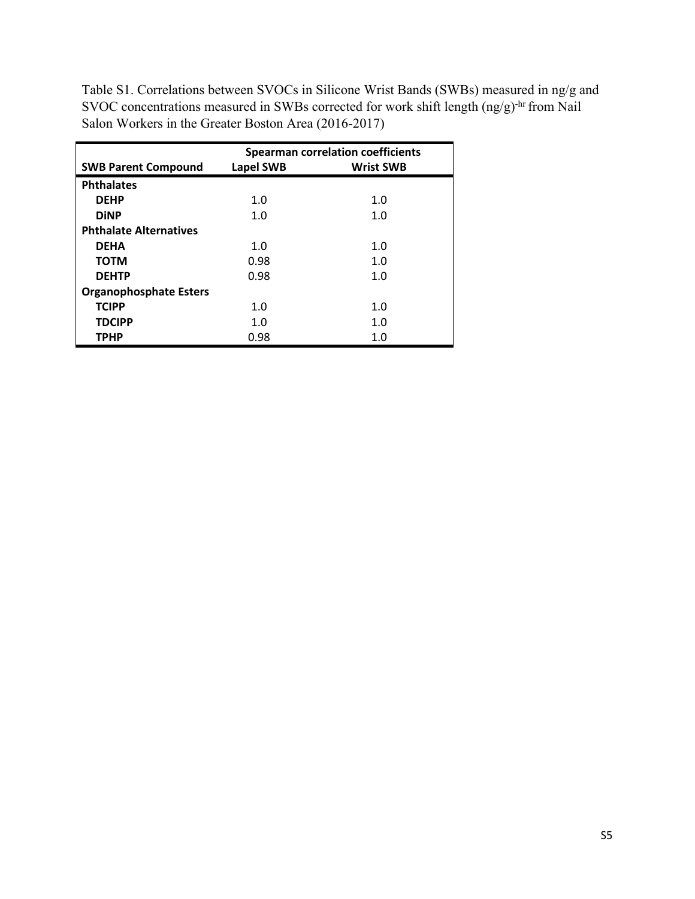Table S1. Correlations between SVOCs in Silicone Wrist Bands (SWBs) measured in ng/g and SVOC concentrations measured in SWBs corrected for work shift length $(ng/g)^{-hr}$ from Nail Salon Workers in the Greater Boston Area (2016-2017)

| | Spearman correlation coefficients | |
|---|---|---|
| **SWB Parent Compound** | **Lapel SWB** | **Wrist SWB** |
| **Phthalates** | | |
| **DEHP** | 1.0 | 1.0 |
| **DiNP** | 1.0 | 1.0 |
| **Phthalate Alternatives** | | |
| **DEHA** | 1.0 | 1.0 |
| **TOTM** | 0.98 | 1.0 |
| **DEHTP** | 0.98 | 1.0 |
| **Organophosphate Esters** | | |
| **TCIPP** | 1.0 | 1.0 |
| **TDCIPP** | 1.0 | 1.0 |
| **TPHP** | 0.98 | 1.0 |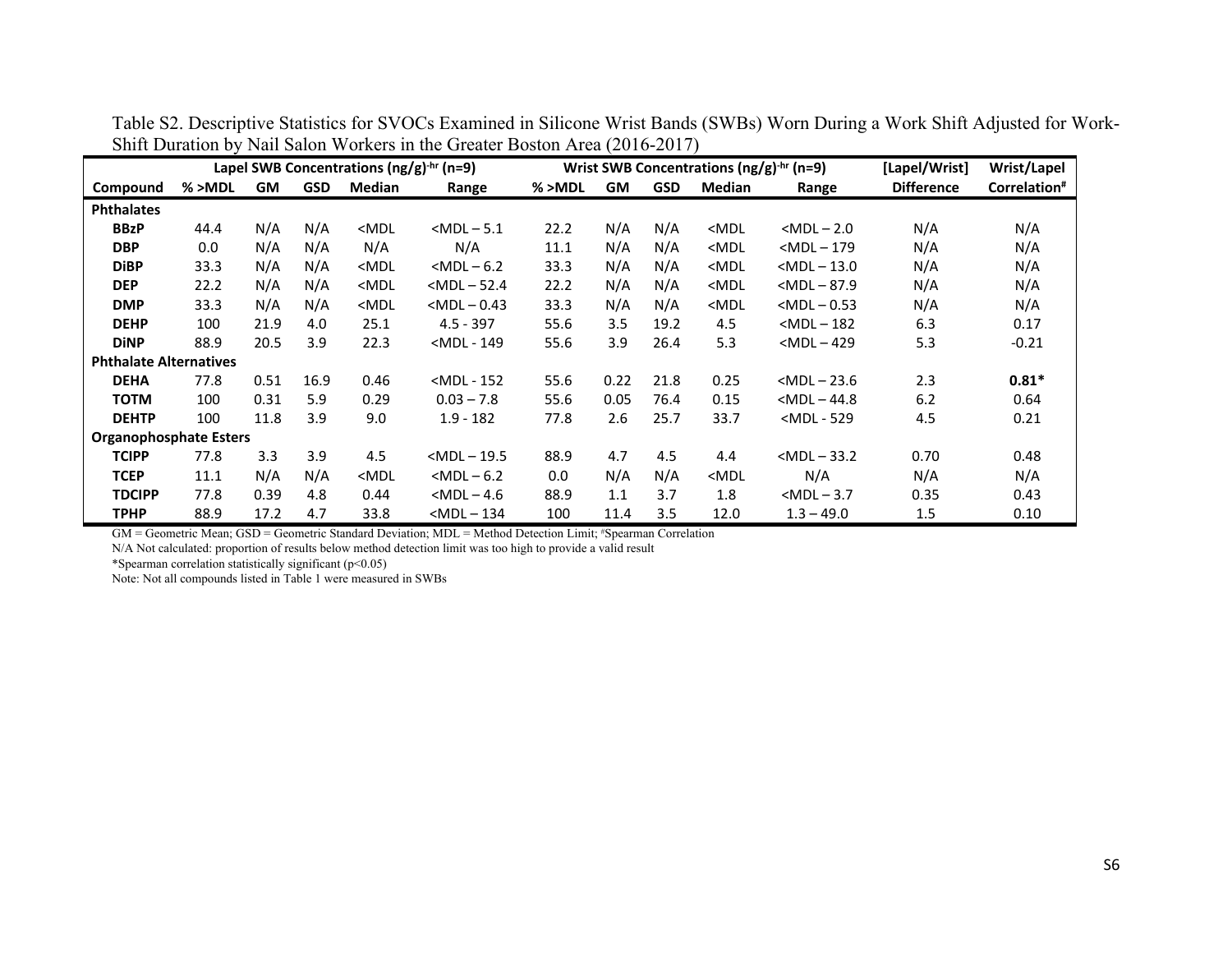Table S2. Descriptive Statistics for SVOCs Examined in Silicone Wrist Bands (SWBs) Worn During a Work Shift Adjusted for Work-Shift Duration by Nail Salon Workers in the Greater Boston Area (2016-2017)

| | Lapel SWB Concentrations (ng/g)$^{-hr}$ (n=9) | | | | | Wrist SWB Concentrations (ng/g)$^{-hr}$ (n=9) | | | | | [Lapel/Wrist] | Wrist/Lapel |
|---|---|---|---|---|---|---|---|---|---|---|---|---|
| **Compound** | **% >MDL** | **GM** | **GSD** | **Median** | **Range** | **% >MDL** | **GM** | **GSD** | **Median** | **Range** | **Difference** | **Correlation#** |
| **Phthalates** | | | | | | | | | | | | |
| **BBzP** | 44.4 | N/A | N/A | <MDL | <MDL – 5.1 | 22.2 | N/A | N/A | <MDL | <MDL – 2.0 | N/A | N/A |
| **DBP** | 0.0 | N/A | N/A | N/A | N/A | 11.1 | N/A | N/A | <MDL | <MDL – 179 | N/A | N/A |
| **DiBP** | 33.3 | N/A | N/A | <MDL | <MDL – 6.2 | 33.3 | N/A | N/A | <MDL | <MDL – 13.0 | N/A | N/A |
| **DEP** | 22.2 | N/A | N/A | <MDL | <MDL – 52.4 | 22.2 | N/A | N/A | <MDL | <MDL – 87.9 | N/A | N/A |
| **DMP** | 33.3 | N/A | N/A | <MDL | <MDL – 0.43 | 33.3 | N/A | N/A | <MDL | <MDL – 0.53 | N/A | N/A |
| **DEHP** | 100 | 21.9 | 4.0 | 25.1 | 4.5 - 397 | 55.6 | 3.5 | 19.2 | 4.5 | <MDL – 182 | 6.3 | 0.17 |
| **DiNP** | 88.9 | 20.5 | 3.9 | 22.3 | <MDL - 149 | 55.6 | 3.9 | 26.4 | 5.3 | <MDL – 429 | 5.3 | -0.21 |
| **Phthalate Alternatives** | | | | | | | | | | | | |
| **DEHA** | 77.8 | 0.51 | 16.9 | 0.46 | <MDL - 152 | 55.6 | 0.22 | 21.8 | 0.25 | <MDL – 23.6 | 2.3 | **0.81*** |
| **TOTM** | 100 | 0.31 | 5.9 | 0.29 | 0.03 – 7.8 | 55.6 | 0.05 | 76.4 | 0.15 | <MDL – 44.8 | 6.2 | 0.64 |
| **DEHTP** | 100 | 11.8 | 3.9 | 9.0 | 1.9 - 182 | 77.8 | 2.6 | 25.7 | 33.7 | <MDL - 529 | 4.5 | 0.21 |
| **Organophosphate Esters** | | | | | | | | | | | | |
| **TCIPP** | 77.8 | 3.3 | 3.9 | 4.5 | <MDL – 19.5 | 88.9 | 4.7 | 4.5 | 4.4 | <MDL – 33.2 | 0.70 | 0.48 |
| **TCEP** | 11.1 | N/A | N/A | <MDL | <MDL – 6.2 | 0.0 | N/A | N/A | <MDL | N/A | N/A | N/A |
| **TDCIPP** | 77.8 | 0.39 | 4.8 | 0.44 | <MDL – 4.6 | 88.9 | 1.1 | 3.7 | 1.8 | <MDL – 3.7 | 0.35 | 0.43 |
| **TPHP** | 88.9 | 17.2 | 4.7 | 33.8 | <MDL – 134 | 100 | 11.4 | 3.5 | 12.0 | 1.3 – 49.0 | 1.5 | 0.10 |

GM = Geometric Mean; GSD = Geometric Standard Deviation; MDL = Method Detection Limit; #Spearman Correlation

N/A Not calculated: proportion of results below method detection limit was too high to provide a valid result

*Spearman correlation statistically significant ($p<0.05$)

Note: Not all compounds listed in Table 1 were measured in SWBs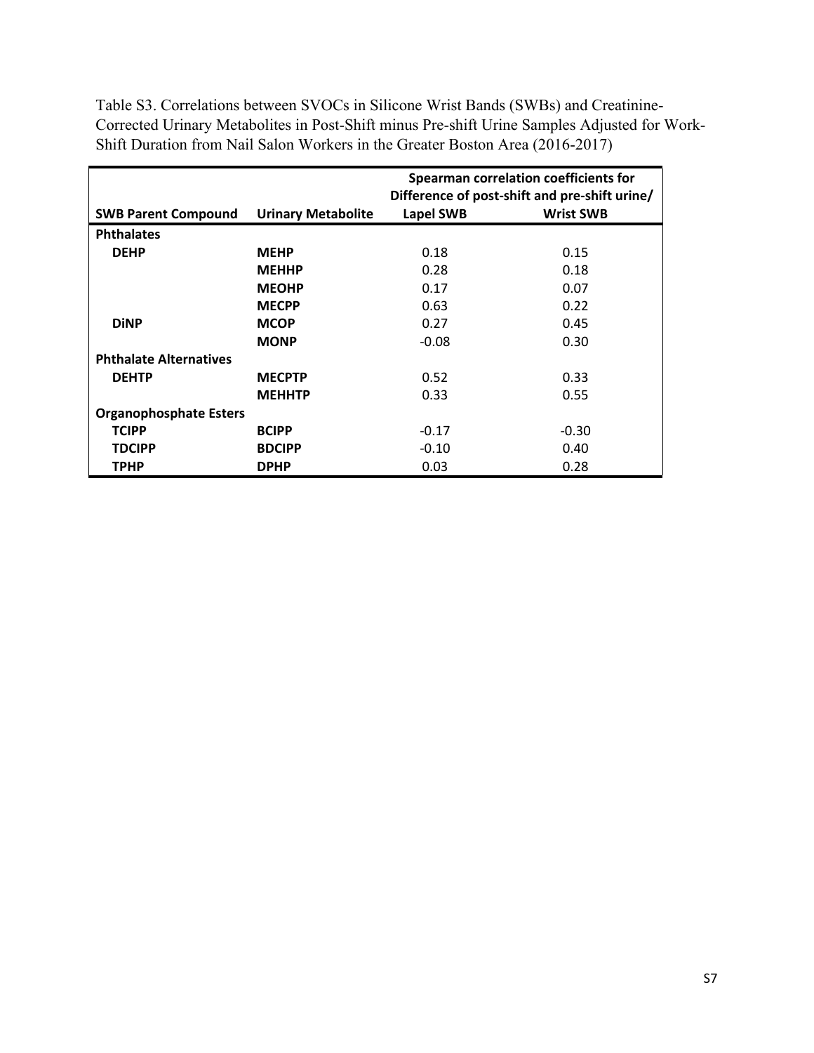Table S3. Correlations between SVOCs in Silicone Wrist Bands (SWBs) and Creatinine-Corrected Urinary Metabolites in Post-Shift minus Pre-shift Urine Samples Adjusted for Work-Shift Duration from Nail Salon Workers in the Greater Boston Area (2016-2017)

| | | Spearman correlation coefficients for Difference of post-shift and pre-shift urine/ | |
|---|---|---|---|
| **SWB Parent Compound** | **Urinary Metabolite** | **Lapel SWB** | **Wrist SWB** |
| **Phthalates** | | | |
| **DEHP** | **MEHP** | 0.18 | 0.15 |
| | **MEHHP** | 0.28 | 0.18 |
| | **MEOHP** | 0.17 | 0.07 |
| | **MECPP** | 0.63 | 0.22 |
| **DiNP** | **MCOP** | 0.27 | 0.45 |
| | **MONP** | -0.08 | 0.30 |
| **Phthalate Alternatives** | | | |
| **DEHTP** | **MECPTP** | 0.52 | 0.33 |
| | **MEHHTP** | 0.33 | 0.55 |
| **Organophosphate Esters** | | | |
| **TCIPP** | **BCIPP** | -0.17 | -0.30 |
| **TDCIPP** | **BDCIPP** | -0.10 | 0.40 |
| **TPHP** | **DPHP** | 0.03 | 0.28 |